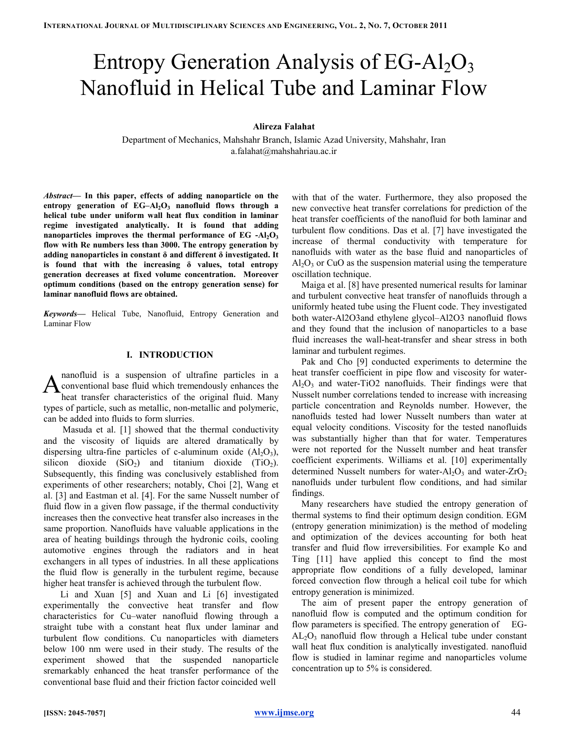# Entropy Generation Analysis of EG-$Al_2O_3$ Nanofluid in Helical Tube and Laminar Flow

**Alireza Falahat**

Department of Mechanics, Mahshahr Branch, Islamic Azad University, Mahshahr, Iran
a.falahat@mahshahriau.ac.ir

***Abstract*— In this paper, effects of adding nanoparticle on the entropy generation of EG–$Al_2O_3$ nanofluid flows through a helical tube under uniform wall heat flux condition in laminar regime investigated analytically. It is found that adding nanoparticles improves the thermal performance of EG -$Al_2O_3$ flow with Re numbers less than 3000. The entropy generation by adding nanoparticles in constant δ and different δ investigated. It is found that with the increasing δ values, total entropy generation decreases at fixed volume concentration. Moreover optimum conditions (based on the entropy generation sense) for laminar nanofluid flows are obtained.**

***Keywords*—** Helical Tube, Nanofluid, Entropy Generation and Laminar Flow

## I. INTRODUCTION

A nanofluid is a suspension of ultrafine particles in a conventional base fluid which tremendously enhances the heat transfer characteristics of the original fluid. Many types of particle, such as metallic, non-metallic and polymeric, can be added into fluids to form slurries.

Masuda et al. [1] showed that the thermal conductivity and the viscosity of liquids are altered dramatically by dispersing ultra-fine particles of c-aluminum oxide ($Al_2O_3$), silicon dioxide ($SiO_2$) and titanium dioxide ($TiO_2$). Subsequently, this finding was conclusively established from experiments of other researchers; notably, Choi [2], Wang et al. [3] and Eastman et al. [4]. For the same Nusselt number of fluid flow in a given flow passage, if the thermal conductivity increases then the convective heat transfer also increases in the same proportion. Nanofluids have valuable applications in the area of heating buildings through the hydronic coils, cooling automotive engines through the radiators and in heat exchangers in all types of industries. In all these applications the fluid flow is generally in the turbulent regime, because higher heat transfer is achieved through the turbulent flow.

Li and Xuan [5] and Xuan and Li [6] investigated experimentally the convective heat transfer and flow characteristics for Cu–water nanofluid flowing through a straight tube with a constant heat flux under laminar and turbulent flow conditions. Cu nanoparticles with diameters below 100 nm were used in their study. The results of the experiment showed that the suspended nanoparticle sremarkably enhanced the heat transfer performance of the conventional base fluid and their friction factor coincided well with that of the water. Furthermore, they also proposed the new convective heat transfer correlations for prediction of the heat transfer coefficients of the nanofluid for both laminar and turbulent flow conditions. Das et al. [7] have investigated the increase of thermal conductivity with temperature for nanofluids with water as the base fluid and nanoparticles of $Al_2O_3$ or CuO as the suspension material using the temperature oscillation technique.

Maiga et al. [8] have presented numerical results for laminar and turbulent convective heat transfer of nanofluids through a uniformly heated tube using the Fluent code. They investigated both water-Al2O3and ethylene glycol–Al2O3 nanofluid flows and they found that the inclusion of nanoparticles to a base fluid increases the wall-heat-transfer and shear stress in both laminar and turbulent regimes.

Pak and Cho [9] conducted experiments to determine the heat transfer coefficient in pipe flow and viscosity for water-$Al_2O_3$ and water-TiO2 nanofluids. Their findings were that Nusselt number correlations tended to increase with increasing particle concentration and Reynolds number. However, the nanofluids tested had lower Nusselt numbers than water at equal velocity conditions. Viscosity for the tested nanofluids was substantially higher than that for water. Temperatures were not reported for the Nusselt number and heat transfer coefficient experiments. Williams et al. [10] experimentally determined Nusselt numbers for water-$Al_2O_3$ and water-$ZrO_2$ nanofluids under turbulent flow conditions, and had similar findings.

Many researchers have studied the entropy generation of thermal systems to find their optimum design condition. EGM (entropy generation minimization) is the method of modeling and optimization of the devices accounting for both heat transfer and fluid flow irreversibilities. For example Ko and Ting [11] have applied this concept to find the most appropriate flow conditions of a fully developed, laminar forced convection flow through a helical coil tube for which entropy generation is minimized.

The aim of present paper the entropy generation of nanofluid flow is computed and the optimum condition for flow parameters is specified. The entropy generation of EG-$AL_2O_3$ nanofluid flow through a Helical tube under constant wall heat flux condition is analytically investigated. nanofluid flow is studied in laminar regime and nanoparticles volume concentration up to 5% is considered.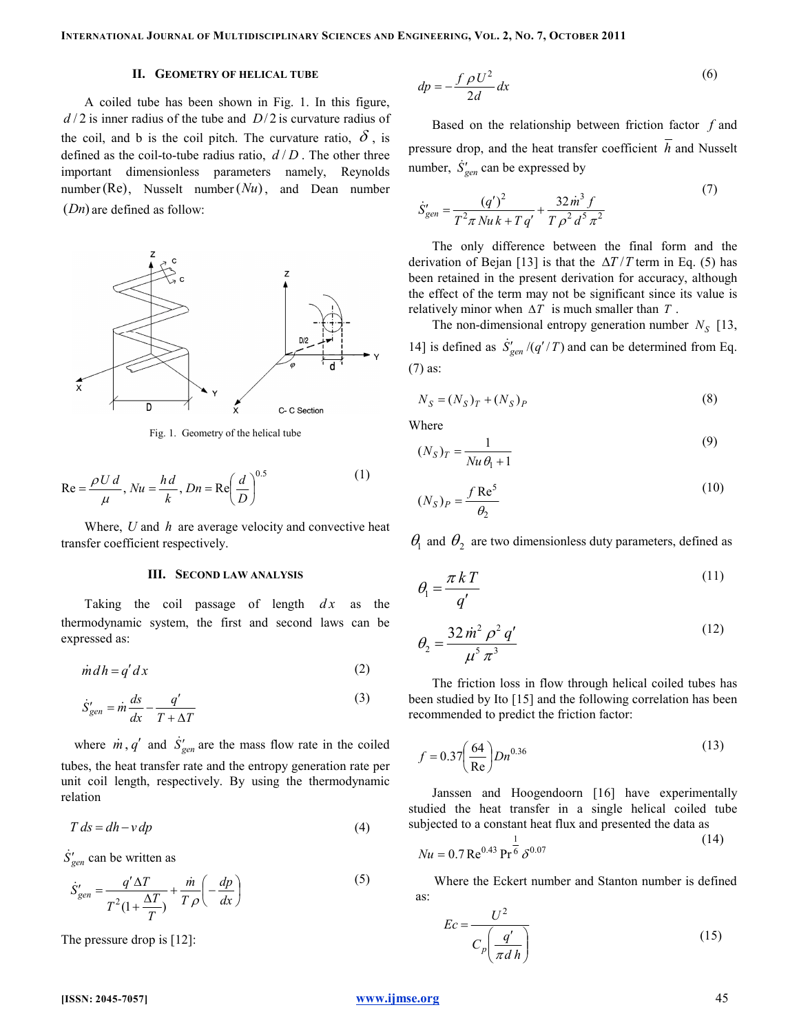## II. Geometry of Helical Tube

A coiled tube has been shown in Fig. 1. In this figure, $d/2$ is inner radius of the tube and $D/2$ is curvature radius of the coil, and b is the coil pitch. The curvature ratio, $\delta$, is defined as the coil-to-tube radius ratio, $d/D$. The other three important dimensionless parameters namely, Reynolds number $(\mathrm{Re})$, Nusselt number $(Nu)$, and Dean number $(Dn)$ are defined as follow:

Fig. 1. Geometry of the helical tube

$$\mathrm{Re}=\frac{\rho U d}{\mu},\ Nu=\frac{h d}{k},\ Dn=\mathrm{Re}\left(\frac{d}{D}\right)^{0.5} \tag{1}$$

Where, $U$ and $h$ are average velocity and convective heat transfer coefficient respectively.

## III. Second Law Analysis

Taking the coil passage of length $dx$ as the thermodynamic system, the first and second laws can be expressed as:

$$\dot{m}\,dh=q'\,dx \tag{2}$$

$$\dot{S}'_{gen}=\dot{m}\frac{ds}{dx}-\frac{q'}{T+\Delta T} \tag{3}$$

where $\dot{m}$, $q'$ and $\dot{S}'_{gen}$ are the mass flow rate in the coiled tubes, the heat transfer rate and the entropy generation rate per unit coil length, respectively. By using the thermodynamic relation

$$T\,ds=dh-v\,dp \tag{4}$$

$\dot{S}'_{gen}$ can be written as

$$\dot{S}'_{gen}=\frac{q'\Delta T}{T^2(1+\frac{\Delta T}{T})}+\frac{\dot{m}}{T\rho}\left(-\frac{dp}{dx}\right) \tag{5}$$

The pressure drop is [12]:

$$dp=-\frac{f\rho U^2}{2d}dx \tag{6}$$

Based on the relationship between friction factor $f$ and pressure drop, and the heat transfer coefficient $\overline{h}$ and Nusselt number, $\dot{S}'_{gen}$ can be expressed by

$$\dot{S}'_{gen}=\frac{(q')^2}{T^2\pi\,Nu\,k+T\,q'}+\frac{32\dot{m}^3 f}{T\rho^2 d^5\pi^2} \tag{7}$$

The only difference between the final form and the derivation of Bejan [13] is that the $\Delta T/T$ term in Eq. (5) has been retained in the present derivation for accuracy, although the effect of the term may not be significant since its value is relatively minor when $\Delta T$ is much smaller than $T$.

The non-dimensional entropy generation number $N_S$ [13, 14] is defined as $\dot{S}'_{gen}/(q'/T)$ and can be determined from Eq. (7) as:

$$N_S=(N_S)_T+(N_S)_P \tag{8}$$

Where

$$(N_S)_T=\frac{1}{Nu\,\theta_1+1} \tag{9}$$

$$(N_S)_P=\frac{f\,\mathrm{Re}^5}{\theta_2} \tag{10}$$

$\theta_1$ and $\theta_2$ are two dimensionless duty parameters, defined as

$$\theta_1=\frac{\pi k T}{q'} \tag{11}$$

$$\theta_2=\frac{32\dot{m}^2\rho^2 q'}{\mu^5\pi^3} \tag{12}$$

The friction loss in flow through helical coiled tubes has been studied by Ito [15] and the following correlation has been recommended to predict the friction factor:

$$f=0.37\left(\frac{64}{\mathrm{Re}}\right)Dn^{0.36} \tag{13}$$

Janssen and Hoogendoorn [16] have experimentally studied the heat transfer in a single helical coiled tube subjected to a constant heat flux and presented the data as

$$Nu=0.7\,\mathrm{Re}^{0.43}\,\mathrm{Pr}^{\frac{1}{6}}\,\delta^{0.07} \tag{14}$$

Where the Eckert number and Stanton number is defined as:

$$Ec=\frac{U^2}{C_p\left(\frac{q'}{\pi d h}\right)} \tag{15}$$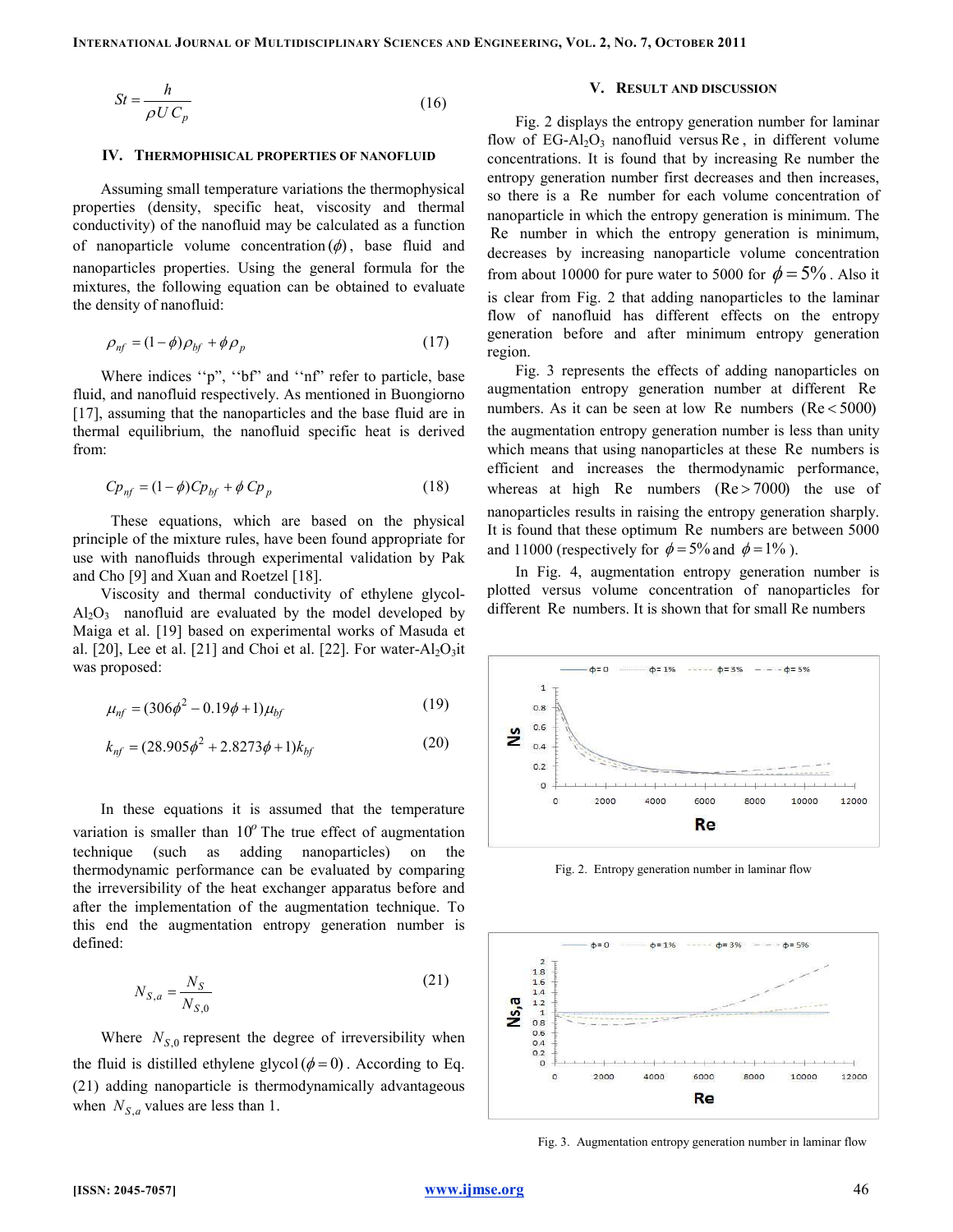$$St = \frac{h}{\rho U C_p} \tag{16}$$

## IV. THERMOPHISICAL PROPERTIES OF NANOFLUID

Assuming small temperature variations the thermophysical properties (density, specific heat, viscosity and thermal conductivity) of the nanofluid may be calculated as a function of nanoparticle volume concentration $(\phi)$, base fluid and nanoparticles properties. Using the general formula for the mixtures, the following equation can be obtained to evaluate the density of nanofluid:

$$\rho_{nf} = (1-\phi)\rho_{bf} + \phi\rho_p \tag{17}$$

Where indices ''p'', ''bf'' and ''nf'' refer to particle, base fluid, and nanofluid respectively. As mentioned in Buongiorno [17], assuming that the nanoparticles and the base fluid are in thermal equilibrium, the nanofluid specific heat is derived from:

$$Cp_{nf} = (1-\phi)Cp_{bf} + \phi\, Cp_p \tag{18}$$

These equations, which are based on the physical principle of the mixture rules, have been found appropriate for use with nanofluids through experimental validation by Pak and Cho [9] and Xuan and Roetzel [18].

Viscosity and thermal conductivity of ethylene glycol-$Al_2O_3$ nanofluid are evaluated by the model developed by Maiga et al. [19] based on experimental works of Masuda et al. [20], Lee et al. [21] and Choi et al. [22]. For water-$Al_2O_3$it was proposed:

$$\mu_{nf} = (306\phi^2 - 0.19\phi + 1)\mu_{bf} \tag{19}$$

$$k_{nf} = (28.905\phi^2 + 2.8273\phi + 1)k_{bf} \tag{20}$$

In these equations it is assumed that the temperature variation is smaller than $10^o$ The true effect of augmentation technique (such as adding nanoparticles) on the thermodynamic performance can be evaluated by comparing the irreversibility of the heat exchanger apparatus before and after the implementation of the augmentation technique. To this end the augmentation entropy generation number is defined:

$$N_{S,a} = \frac{N_S}{N_{S,0}} \tag{21}$$

Where $N_{S,0}$ represent the degree of irreversibility when the fluid is distilled ethylene glycol $(\phi = 0)$. According to Eq. (21) adding nanoparticle is thermodynamically advantageous when $N_{S,a}$ values are less than 1.

## V. RESULT AND DISCUSSION

Fig. 2 displays the entropy generation number for laminar flow of EG-$Al_2O_3$ nanofluid versus $Re$, in different volume concentrations. It is found that by increasing Re number the entropy generation number first decreases and then increases, so there is a Re number for each volume concentration of nanoparticle in which the entropy generation is minimum. The Re number in which the entropy generation is minimum, decreases by increasing nanoparticle volume concentration from about 10000 for pure water to 5000 for $\phi = 5\%$. Also it is clear from Fig. 2 that adding nanoparticles to the laminar flow of nanofluid has different effects on the entropy generation before and after minimum entropy generation region.

Fig. 3 represents the effects of adding nanoparticles on augmentation entropy generation number at different Re numbers. As it can be seen at low Re numbers $(Re < 5000)$ the augmentation entropy generation number is less than unity which means that using nanoparticles at these Re numbers is efficient and increases the thermodynamic performance, whereas at high Re numbers $(Re > 7000)$ the use of nanoparticles results in raising the entropy generation sharply. It is found that these optimum Re numbers are between 5000 and 11000 (respectively for $\phi = 5\%$ and $\phi = 1\%$ ).

In Fig. 4, augmentation entropy generation number is plotted versus volume concentration of nanoparticles for different Re numbers. It is shown that for small Re numbers

Fig. 2. Entropy generation number in laminar flow

Fig. 3. Augmentation entropy generation number in laminar flow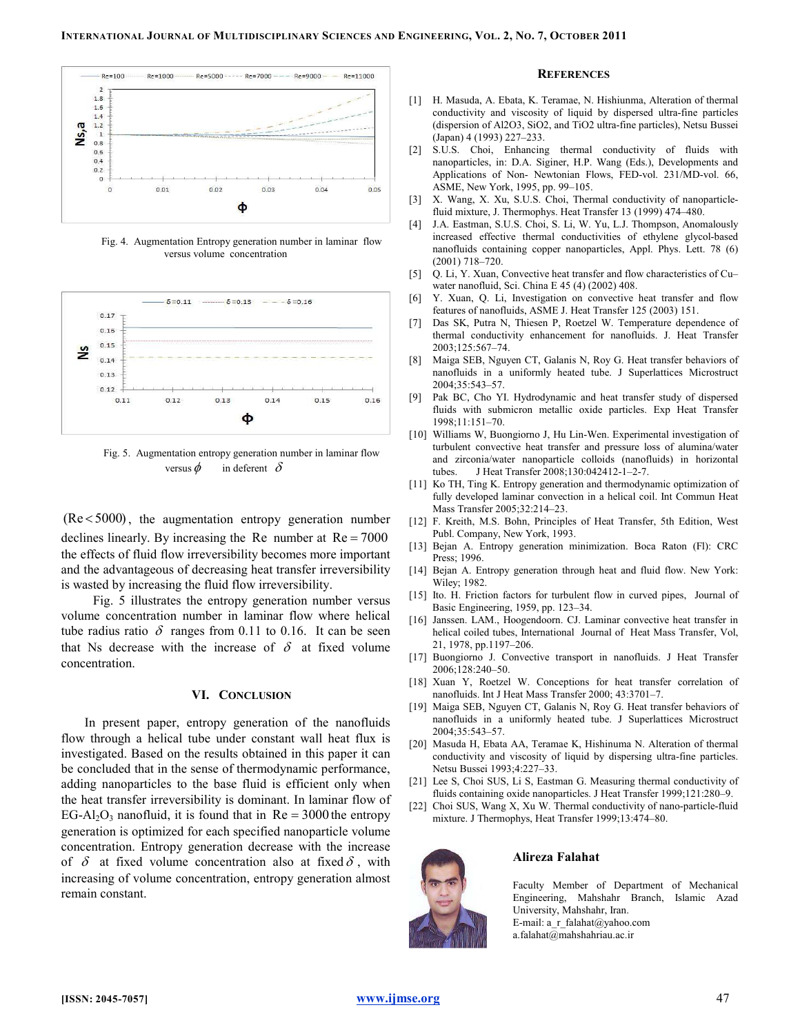Re=100 Re=1000 Re=5000 Re=7000 Re=9000 Re=11000

Ns,a

2
1.8
1.6
1.4
1.2
1
0.8
0.6
0.4
0.2
0

0 0.01 0.02 0.03 0.04 0.05

Φ

Fig. 4. Augmentation Entropy generation number in laminar flow versus volume concentration

δ=0.11 δ=0.13 δ=0.16

Ns

0.17
0.16
0.15
0.14
0.13
0.12

0.11 0.12 0.13 0.14 0.15 0.16

Φ

Fig. 5. Augmentation entropy generation number in laminar flow versus $\phi$ in deferent $\delta$

$(\mathrm{Re} < 5000)$, the augmentation entropy generation number declines linearly. By increasing the Re number at $\mathrm{Re} = 7000$ the effects of fluid flow irreversibility becomes more important and the advantageous of decreasing heat transfer irreversibility is wasted by increasing the fluid flow irreversibility.

Fig. 5 illustrates the entropy generation number versus volume concentration number in laminar flow where helical tube radius ratio $\delta$ ranges from 0.11 to 0.16. It can be seen that Ns decrease with the increase of $\delta$ at fixed volume concentration.

## VI. Conclusion

In present paper, entropy generation of the nanofluids flow through a helical tube under constant wall heat flux is investigated. Based on the results obtained in this paper it can be concluded that in the sense of thermodynamic performance, adding nanoparticles to the base fluid is efficient only when the heat transfer irreversibility is dominant. In laminar flow of EG-$Al_2O_3$ nanofluid, it is found that in $\mathrm{Re} = 3000$ the entropy generation is optimized for each specified nanoparticle volume concentration. Entropy generation decrease with the increase of $\delta$ at fixed volume concentration also at fixed $\delta$, with increasing of volume concentration, entropy generation almost remain constant.

## References

[1] H. Masuda, A. Ebata, K. Teramae, N. Hishiunma, Alteration of thermal conductivity and viscosity of liquid by dispersed ultra-fine particles (dispersion of Al2O3, SiO2, and TiO2 ultra-fine particles), Netsu Bussei (Japan) 4 (1993) 227–233.

[2] S.U.S. Choi, Enhancing thermal conductivity of fluids with nanoparticles, in: D.A. Siginer, H.P. Wang (Eds.), Developments and Applications of Non- Newtonian Flows, FED-vol. 231/MD-vol. 66, ASME, New York, 1995, pp. 99–105.

[3] X. Wang, X. Xu, S.U.S. Choi, Thermal conductivity of nanoparticle-fluid mixture, J. Thermophys. Heat Transfer 13 (1999) 474–480.

[4] J.A. Eastman, S.U.S. Choi, S. Li, W. Yu, L.J. Thompson, Anomalously increased effective thermal conductivities of ethylene glycol-based nanofluids containing copper nanoparticles, Appl. Phys. Lett. 78 (6) (2001) 718–720.

[5] Q. Li, Y. Xuan, Convective heat transfer and flow characteristics of Cu–water nanofluid, Sci. China E 45 (4) (2002) 408.

[6] Y. Xuan, Q. Li, Investigation on convective heat transfer and flow features of nanofluids, ASME J. Heat Transfer 125 (2003) 151.

[7] Das SK, Putra N, Thiesen P, Roetzel W. Temperature dependence of thermal conductivity enhancement for nanofluids. J. Heat Transfer 2003;125:567–74.

[8] Maiga SEB, Nguyen CT, Galanis N, Roy G. Heat transfer behaviors of nanofluids in a uniformly heated tube. J Superlattices Microstruct 2004;35:543–57.

[9] Pak BC, Cho YI. Hydrodynamic and heat transfer study of dispersed fluids with submicron metallic oxide particles. Exp Heat Transfer 1998;11:151–70.

[10] Williams W, Buongiorno J, Hu Lin-Wen. Experimental investigation of turbulent convective heat transfer and pressure loss of alumina/water and zirconia/water nanoparticle colloids (nanofluids) in horizontal tubes. J Heat Transfer 2008;130:042412-1–2-7.

[11] Ko TH, Ting K. Entropy generation and thermodynamic optimization of fully developed laminar convection in a helical coil. Int Commun Heat Mass Transfer 2005;32:214–23.

[12] F. Kreith, M.S. Bohn, Principles of Heat Transfer, 5th Edition, West Publ. Company, New York, 1993.

[13] Bejan A. Entropy generation minimization. Boca Raton (Fl): CRC Press; 1996.

[14] Bejan A. Entropy generation through heat and fluid flow. New York: Wiley; 1982.

[15] Ito. H. Friction factors for turbulent flow in curved pipes, Journal of Basic Engineering, 1959, pp. 123–34.

[16] Janssen. LAM., Hoogendoorn. CJ. Laminar convective heat transfer in helical coiled tubes, International Journal of Heat Mass Transfer, Vol, 21, 1978, pp.1197–206.

[17] Buongiorno J. Convective transport in nanofluids. J Heat Transfer 2006;128:240–50.

[18] Xuan Y, Roetzel W. Conceptions for heat transfer correlation of nanofluids. Int J Heat Mass Transfer 2000; 43:3701–7.

[19] Maiga SEB, Nguyen CT, Galanis N, Roy G. Heat transfer behaviors of nanofluids in a uniformly heated tube. J Superlattices Microstruct 2004;35:543–57.

[20] Masuda H, Ebata AA, Teramae K, Hishinuma N. Alteration of thermal conductivity and viscosity of liquid by dispersing ultra-fine particles. Netsu Bussei 1993;4:227–33.

[21] Lee S, Choi SUS, Li S, Eastman G. Measuring thermal conductivity of fluids containing oxide nanoparticles. J Heat Transfer 1999;121:280–9.

[22] Choi SUS, Wang X, Xu W. Thermal conductivity of nano-particle-fluid mixture. J Thermophys, Heat Transfer 1999;13:474–80.

**Alireza Falahat**

Faculty Member of Department of Mechanical Engineering, Mahshahr Branch, Islamic Azad University, Mahshahr, Iran.
E-mail: a_r_falahat@yahoo.com
a.falahat@mahshahriau.ac.ir